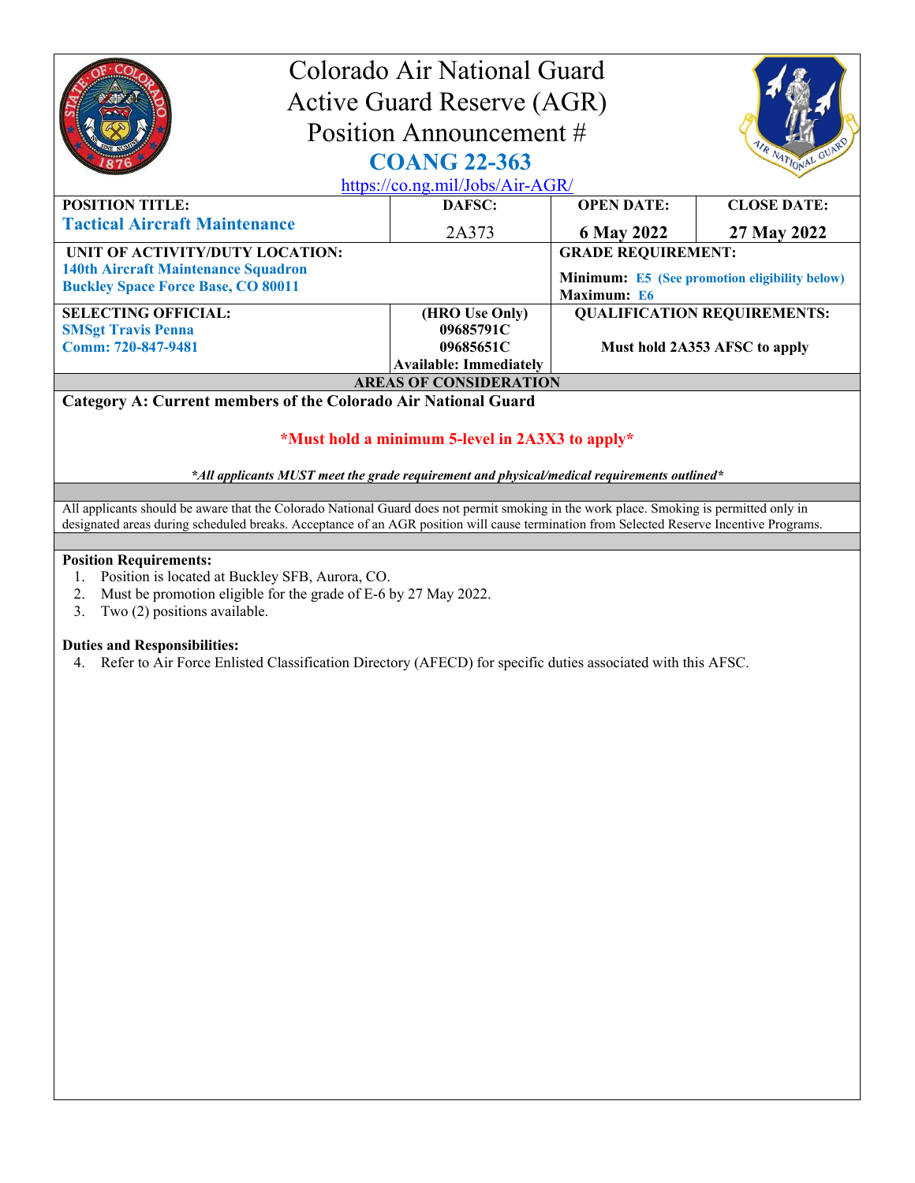# Colorado Air National Guard
# Active Guard Reserve (AGR)
# Position Announcement #
# COANG 22-363

https://co.ng.mil/Jobs/Air-AGR/

| POSITION TITLE: | DAFSC: | OPEN DATE: | CLOSE DATE: |
|---|---|---|---|
| **Tactical Aircraft Maintenance** | 2A373 | **6 May 2022** | **27 May 2022** |
| **UNIT OF ACTIVITY/DUTY LOCATION:** **140th Aircraft Maintenance Squadron** **Buckley Space Force Base, CO 80011** | | **GRADE REQUIREMENT:** **Minimum: E5 (See promotion eligibility below)** **Maximum: E6** | |
| **SELECTING OFFICIAL:** **SMSgt Travis Penna** **Comm: 720-847-9481** | **(HRO Use Only)** **09685791C** **09685651C** **Available: Immediately** | **QUALIFICATION REQUIREMENTS:** **Must hold 2A353 AFSC to apply** | |

**AREAS OF CONSIDERATION**

**Category A: Current members of the Colorado Air National Guard**

**\*Must hold a minimum 5-level in 2A3X3 to apply\***

***All applicants MUST meet the grade requirement and physical/medical requirements outlined***

All applicants should be aware that the Colorado National Guard does not permit smoking in the work place. Smoking is permitted only in designated areas during scheduled breaks. Acceptance of an AGR position will cause termination from Selected Reserve Incentive Programs.

**Position Requirements:**

1. Position is located at Buckley SFB, Aurora, CO.
2. Must be promotion eligible for the grade of E-6 by 27 May 2022.
3. Two (2) positions available.

**Duties and Responsibilities:**

4. Refer to Air Force Enlisted Classification Directory (AFECD) for specific duties associated with this AFSC.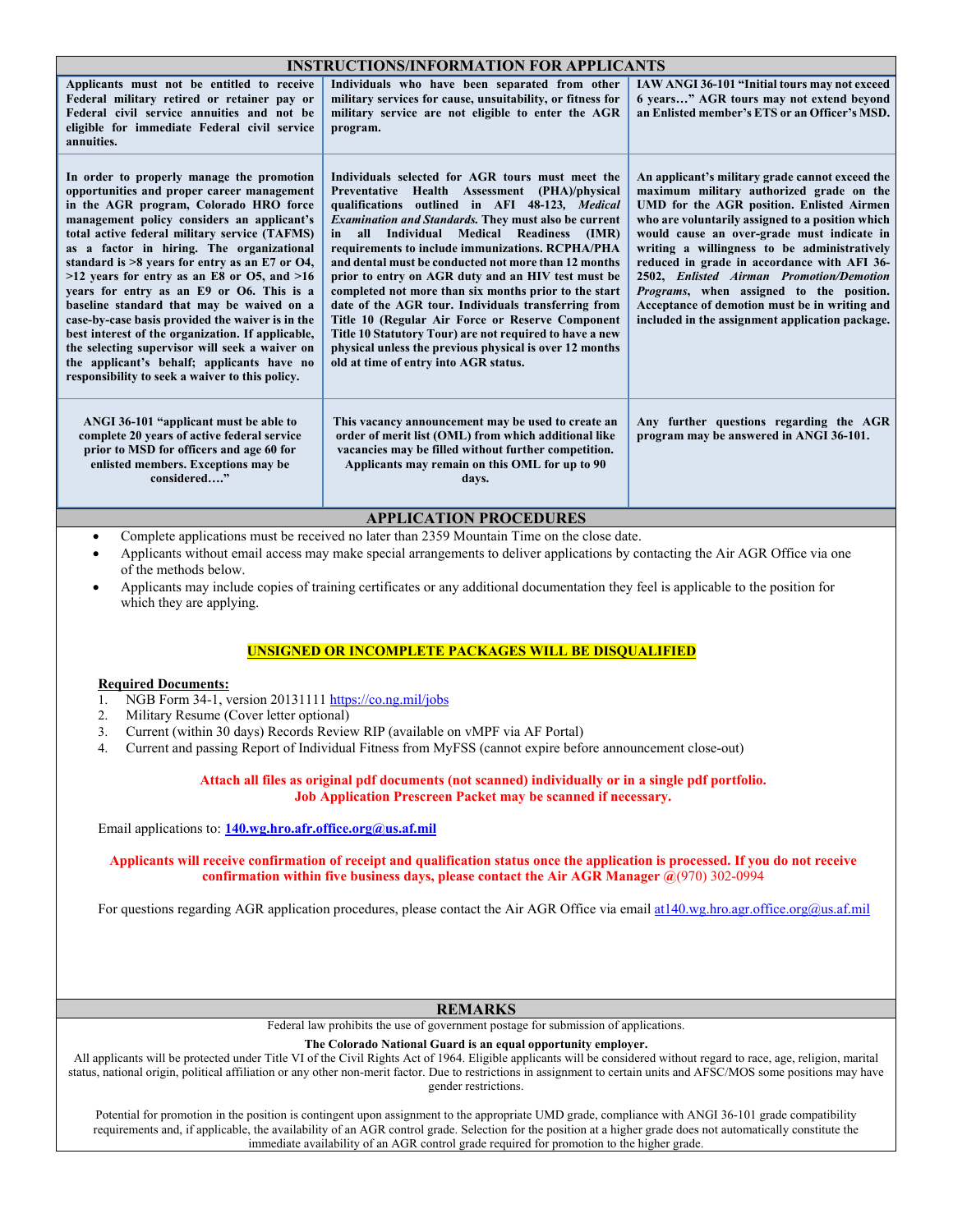## INSTRUCTIONS/INFORMATION FOR APPLICANTS

| | | |
|---|---|---|
| **Applicants must not be entitled to receive Federal military retired or retainer pay or Federal civil service annuities and not be eligible for immediate Federal civil service annuities.** | **Individuals who have been separated from other military services for cause, unsuitability, or fitness for military service are not eligible to enter the AGR program.** | **IAW ANGI 36-101 "Initial tours may not exceed 6 years…" AGR tours may not extend beyond an Enlisted member's ETS or an Officer's MSD.** |
| **In order to properly manage the promotion opportunities and proper career management in the AGR program, Colorado HRO force management policy considers an applicant's total active federal military service (TAFMS) as a factor in hiring. The organizational standard is >8 years for entry as an E7 or O4, >12 years for entry as an E8 or O5, and >16 years for entry as an E9 or O6. This is a baseline standard that may be waived on a case-by-case basis provided the waiver is in the best interest of the organization. If applicable, the selecting supervisor will seek a waiver on the applicant's behalf; applicants have no responsibility to seek a waiver to this policy.** | **Individuals selected for AGR tours must meet the Preventative Health Assessment (PHA)/physical qualifications outlined in AFI 48-123, *Medical Examination and Standards.* They must also be current in all Individual Medical Readiness (IMR) requirements to include immunizations. RCPHA/PHA and dental must be conducted not more than 12 months prior to entry on AGR duty and an HIV test must be completed not more than six months prior to the start date of the AGR tour. Individuals transferring from Title 10 (Regular Air Force or Reserve Component Title 10 Statutory Tour) are not required to have a new physical unless the previous physical is over 12 months old at time of entry into AGR status.** | **An applicant's military grade cannot exceed the maximum military authorized grade on the UMD for the AGR position. Enlisted Airmen who are voluntarily assigned to a position which would cause an over-grade must indicate in writing a willingness to be administratively reduced in grade in accordance with AFI 36-2502, *Enlisted Airman Promotion/Demotion Programs*, when assigned to the position. Acceptance of demotion must be in writing and included in the assignment application package.** |
| **ANGI 36-101 "applicant must be able to complete 20 years of active federal service prior to MSD for officers and age 60 for enlisted members. Exceptions may be considered…."** | **This vacancy announcement may be used to create an order of merit list (OML) from which additional like vacancies may be filled without further competition. Applicants may remain on this OML for up to 90 days.** | **Any further questions regarding the AGR program may be answered in ANGI 36-101.** |

## APPLICATION PROCEDURES

- Complete applications must be received no later than 2359 Mountain Time on the close date.
- Applicants without email access may make special arrangements to deliver applications by contacting the Air AGR Office via one of the methods below.
- Applicants may include copies of training certificates or any additional documentation they feel is applicable to the position for which they are applying.

**UNSIGNED OR INCOMPLETE PACKAGES WILL BE DISQUALIFIED**

**Required Documents:**

1. NGB Form 34-1, version 20131111 https://co.ng.mil/jobs
2. Military Resume (Cover letter optional)
3. Current (within 30 days) Records Review RIP (available on vMPF via AF Portal)
4. Current and passing Report of Individual Fitness from MyFSS (cannot expire before announcement close-out)

**Attach all files as original pdf documents (not scanned) individually or in a single pdf portfolio. Job Application Prescreen Packet may be scanned if necessary.**

Email applications to: **140.wg.hro.afr.office.org@us.af.mil**

**Applicants will receive confirmation of receipt and qualification status once the application is processed. If you do not receive confirmation within five business days, please contact the Air AGR Manager @**(970) 302-0994

For questions regarding AGR application procedures, please contact the Air AGR Office via email at140.wg.hro.agr.office.org@us.af.mil

## REMARKS

Federal law prohibits the use of government postage for submission of applications.

**The Colorado National Guard is an equal opportunity employer.**

All applicants will be protected under Title VI of the Civil Rights Act of 1964. Eligible applicants will be considered without regard to race, age, religion, marital status, national origin, political affiliation or any other non-merit factor. Due to restrictions in assignment to certain units and AFSC/MOS some positions may have gender restrictions.

Potential for promotion in the position is contingent upon assignment to the appropriate UMD grade, compliance with ANGI 36-101 grade compatibility requirements and, if applicable, the availability of an AGR control grade. Selection for the position at a higher grade does not automatically constitute the immediate availability of an AGR control grade required for promotion to the higher grade.